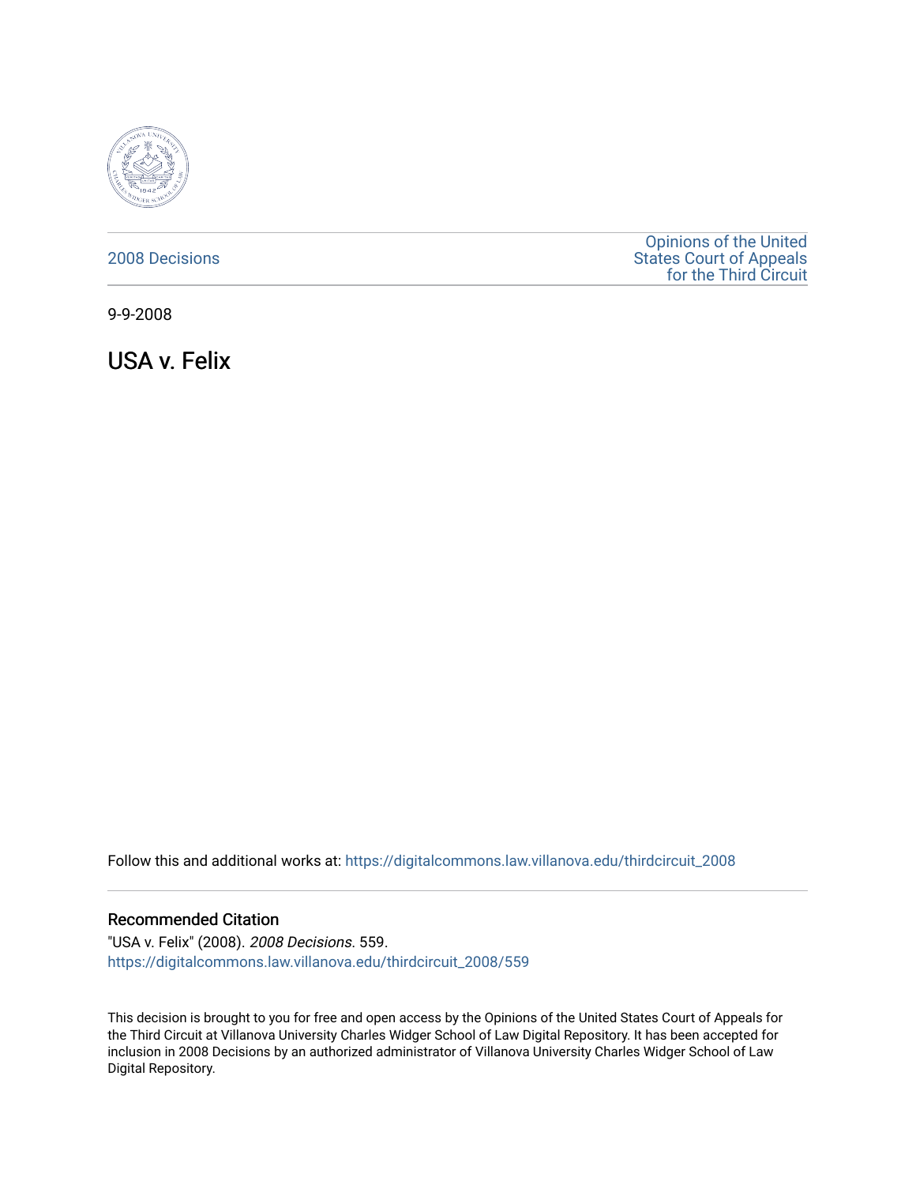2008 Decisions

Opinions of the United States Court of Appeals for the Third Circuit

9-9-2008

# USA v. Felix

Follow this and additional works at: https://digitalcommons.law.villanova.edu/thirdcircuit_2008

## Recommended Citation

"USA v. Felix" (2008). *2008 Decisions*. 559.
https://digitalcommons.law.villanova.edu/thirdcircuit_2008/559

This decision is brought to you for free and open access by the Opinions of the United States Court of Appeals for the Third Circuit at Villanova University Charles Widger School of Law Digital Repository. It has been accepted for inclusion in 2008 Decisions by an authorized administrator of Villanova University Charles Widger School of Law Digital Repository.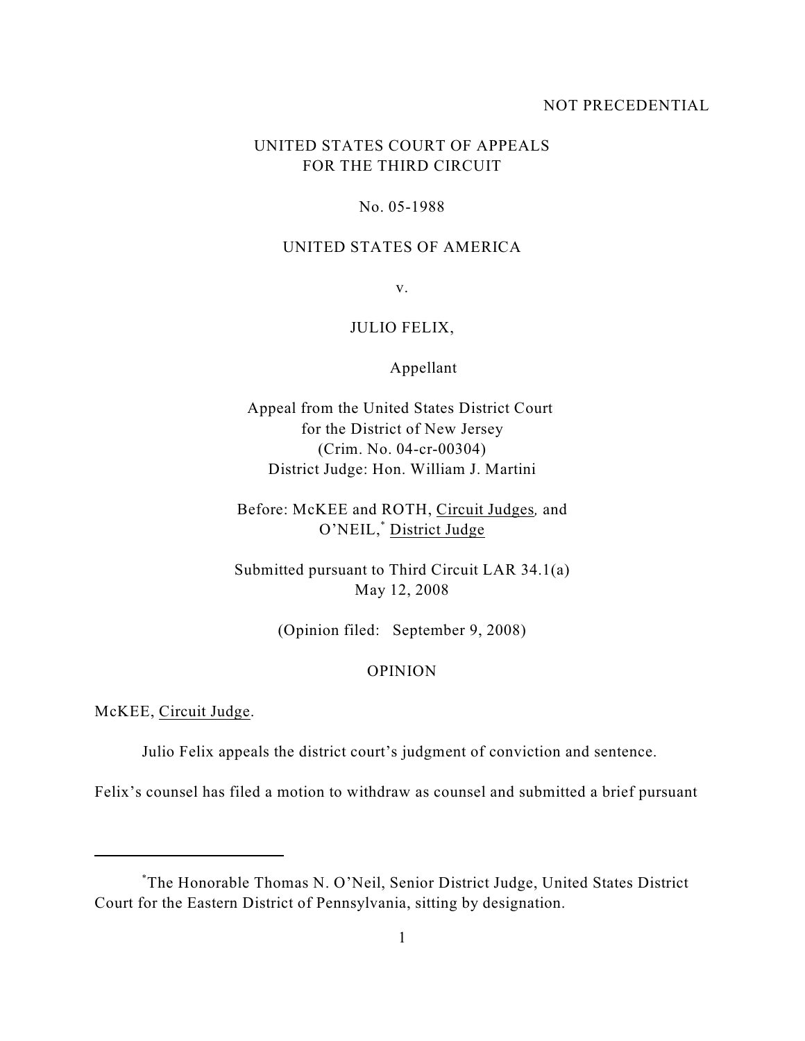NOT PRECEDENTIAL

UNITED STATES COURT OF APPEALS
FOR THE THIRD CIRCUIT

No. 05-1988

UNITED STATES OF AMERICA

v.

JULIO FELIX,

Appellant

Appeal from the United States District Court
for the District of New Jersey
(Crim. No. 04-cr-00304)
District Judge: Hon. William J. Martini

Before: McKEE and ROTH, Circuit Judges, and
O'NEIL,[*] District Judge

Submitted pursuant to Third Circuit LAR 34.1(a)
May 12, 2008

(Opinion filed: September 9, 2008)

OPINION

McKEE, Circuit Judge.

Julio Felix appeals the district court's judgment of conviction and sentence.

Felix's counsel has filed a motion to withdraw as counsel and submitted a brief pursuant

---

[*]The Honorable Thomas N. O'Neil, Senior District Judge, United States District Court for the Eastern District of Pennsylvania, sitting by designation.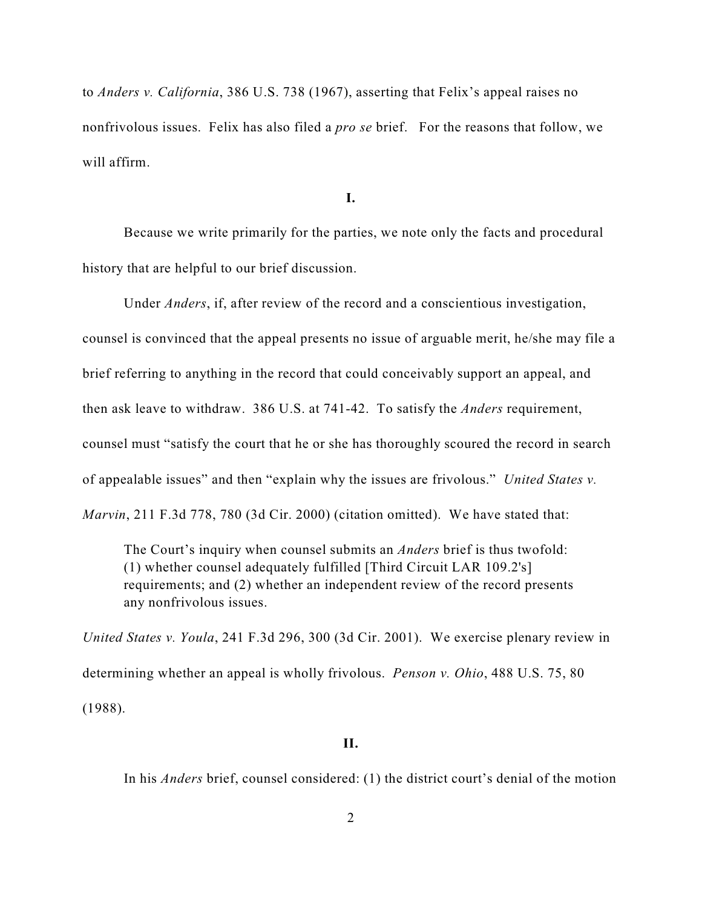to *Anders v. California*, 386 U.S. 738 (1967), asserting that Felix's appeal raises no nonfrivolous issues. Felix has also filed a *pro se* brief. For the reasons that follow, we will affirm.

**I.**

Because we write primarily for the parties, we note only the facts and procedural history that are helpful to our brief discussion.

Under *Anders*, if, after review of the record and a conscientious investigation, counsel is convinced that the appeal presents no issue of arguable merit, he/she may file a brief referring to anything in the record that could conceivably support an appeal, and then ask leave to withdraw. 386 U.S. at 741-42. To satisfy the *Anders* requirement, counsel must "satisfy the court that he or she has thoroughly scoured the record in search of appealable issues" and then "explain why the issues are frivolous." *United States v. Marvin*, 211 F.3d 778, 780 (3d Cir. 2000) (citation omitted). We have stated that:

> The Court's inquiry when counsel submits an *Anders* brief is thus twofold: (1) whether counsel adequately fulfilled [Third Circuit LAR 109.2's] requirements; and (2) whether an independent review of the record presents any nonfrivolous issues.

*United States v. Youla*, 241 F.3d 296, 300 (3d Cir. 2001). We exercise plenary review in determining whether an appeal is wholly frivolous. *Penson v. Ohio*, 488 U.S. 75, 80 (1988).

**II.**

In his *Anders* brief, counsel considered: (1) the district court's denial of the motion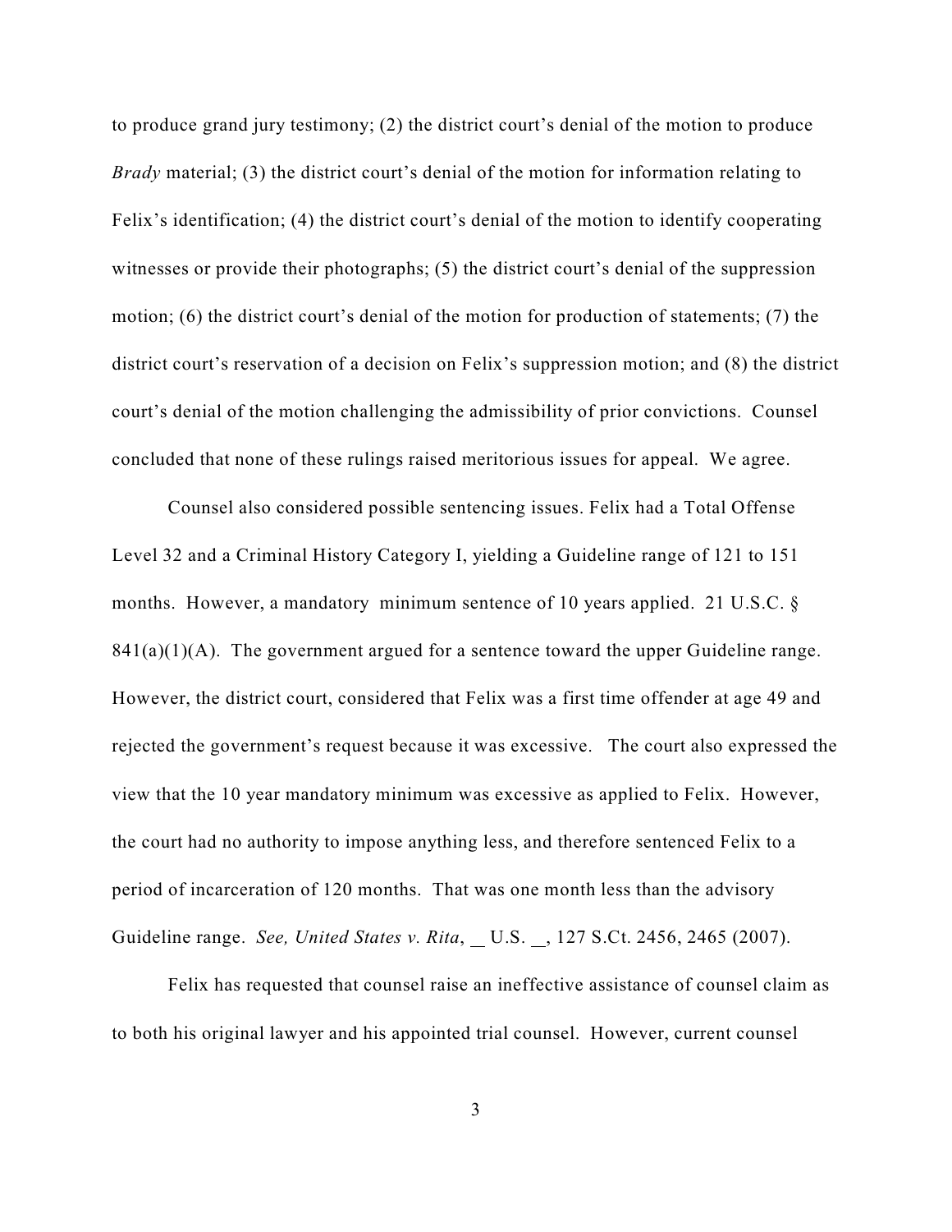to produce grand jury testimony; (2) the district court's denial of the motion to produce *Brady* material; (3) the district court's denial of the motion for information relating to Felix's identification; (4) the district court's denial of the motion to identify cooperating witnesses or provide their photographs; (5) the district court's denial of the suppression motion; (6) the district court's denial of the motion for production of statements; (7) the district court's reservation of a decision on Felix's suppression motion; and (8) the district court's denial of the motion challenging the admissibility of prior convictions. Counsel concluded that none of these rulings raised meritorious issues for appeal. We agree.

Counsel also considered possible sentencing issues. Felix had a Total Offense Level 32 and a Criminal History Category I, yielding a Guideline range of 121 to 151 months. However, a mandatory minimum sentence of 10 years applied. 21 U.S.C. § 841(a)(1)(A). The government argued for a sentence toward the upper Guideline range. However, the district court, considered that Felix was a first time offender at age 49 and rejected the government's request because it was excessive. The court also expressed the view that the 10 year mandatory minimum was excessive as applied to Felix. However, the court had no authority to impose anything less, and therefore sentenced Felix to a period of incarceration of 120 months. That was one month less than the advisory Guideline range. *See, United States v. Rita*, __ U.S. __, 127 S.Ct. 2456, 2465 (2007).

Felix has requested that counsel raise an ineffective assistance of counsel claim as to both his original lawyer and his appointed trial counsel. However, current counsel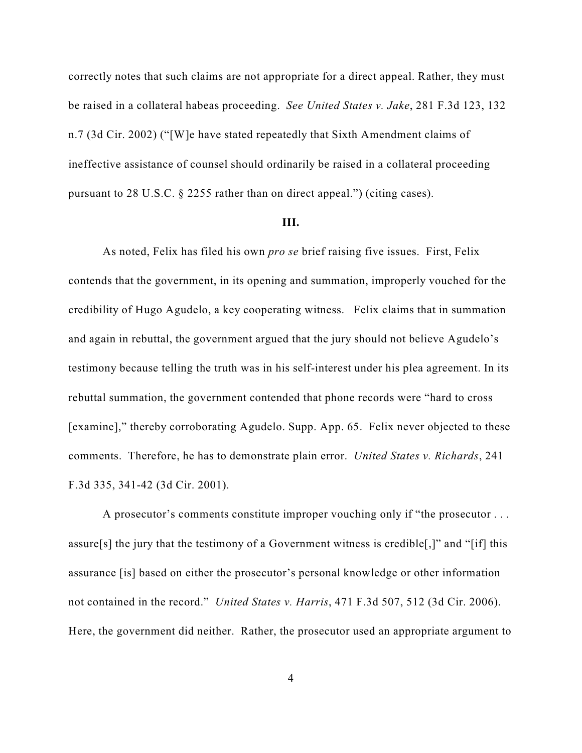correctly notes that such claims are not appropriate for a direct appeal. Rather, they must be raised in a collateral habeas proceeding. *See United States v. Jake*, 281 F.3d 123, 132 n.7 (3d Cir. 2002) ("[W]e have stated repeatedly that Sixth Amendment claims of ineffective assistance of counsel should ordinarily be raised in a collateral proceeding pursuant to 28 U.S.C. § 2255 rather than on direct appeal.") (citing cases).

## III.

As noted, Felix has filed his own *pro se* brief raising five issues. First, Felix contends that the government, in its opening and summation, improperly vouched for the credibility of Hugo Agudelo, a key cooperating witness. Felix claims that in summation and again in rebuttal, the government argued that the jury should not believe Agudelo's testimony because telling the truth was in his self-interest under his plea agreement. In its rebuttal summation, the government contended that phone records were "hard to cross [examine]," thereby corroborating Agudelo. Supp. App. 65. Felix never objected to these comments. Therefore, he has to demonstrate plain error. *United States v. Richards*, 241 F.3d 335, 341-42 (3d Cir. 2001).

A prosecutor's comments constitute improper vouching only if "the prosecutor . . . assure[s] the jury that the testimony of a Government witness is credible[,]" and "[if] this assurance [is] based on either the prosecutor's personal knowledge or other information not contained in the record." *United States v. Harris*, 471 F.3d 507, 512 (3d Cir. 2006). Here, the government did neither. Rather, the prosecutor used an appropriate argument to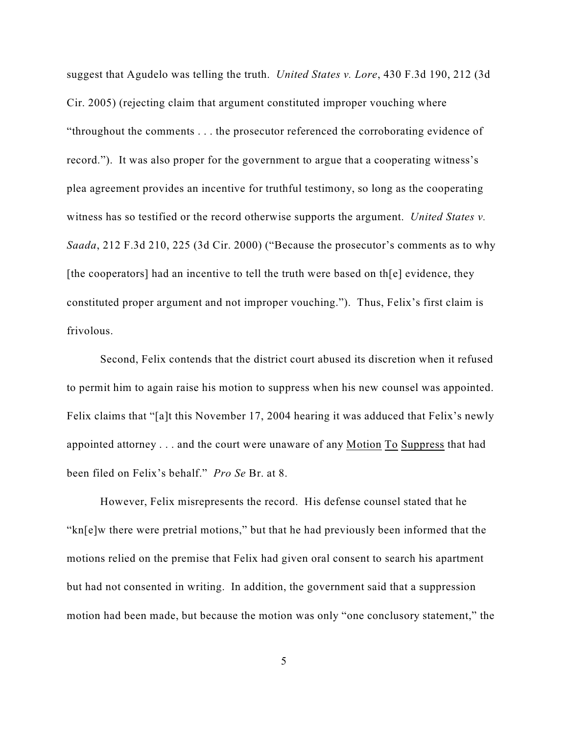suggest that Agudelo was telling the truth. *United States v. Lore*, 430 F.3d 190, 212 (3d Cir. 2005) (rejecting claim that argument constituted improper vouching where "throughout the comments . . . the prosecutor referenced the corroborating evidence of record."). It was also proper for the government to argue that a cooperating witness's plea agreement provides an incentive for truthful testimony, so long as the cooperating witness has so testified or the record otherwise supports the argument. *United States v. Saada*, 212 F.3d 210, 225 (3d Cir. 2000) ("Because the prosecutor's comments as to why [the cooperators] had an incentive to tell the truth were based on th[e] evidence, they constituted proper argument and not improper vouching."). Thus, Felix's first claim is frivolous.

Second, Felix contends that the district court abused its discretion when it refused to permit him to again raise his motion to suppress when his new counsel was appointed. Felix claims that "[a]t this November 17, 2004 hearing it was adduced that Felix's newly appointed attorney . . . and the court were unaware of any Motion To Suppress that had been filed on Felix's behalf." *Pro Se* Br. at 8.

However, Felix misrepresents the record. His defense counsel stated that he "kn[e]w there were pretrial motions," but that he had previously been informed that the motions relied on the premise that Felix had given oral consent to search his apartment but had not consented in writing. In addition, the government said that a suppression motion had been made, but because the motion was only "one conclusory statement," the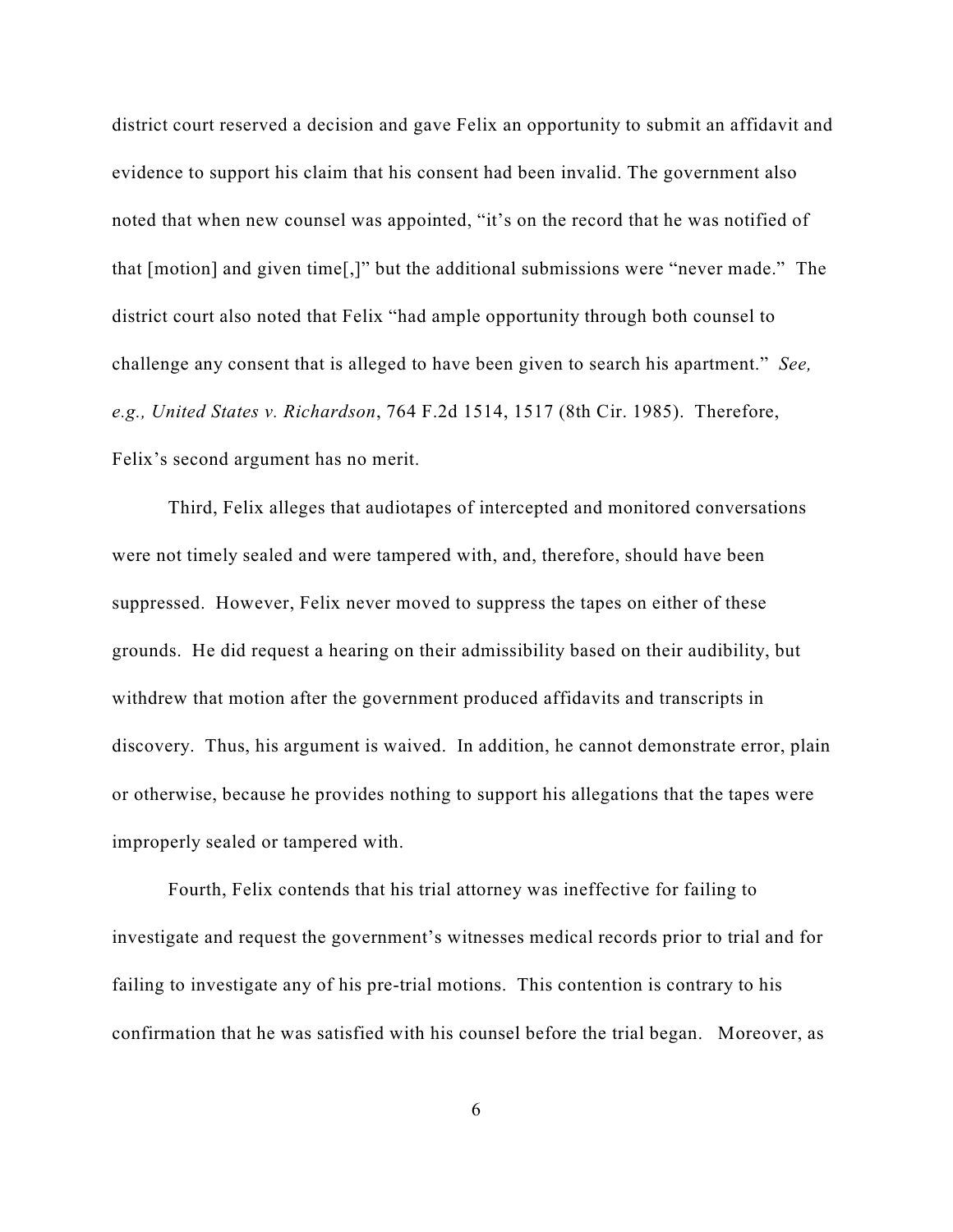district court reserved a decision and gave Felix an opportunity to submit an affidavit and evidence to support his claim that his consent had been invalid. The government also noted that when new counsel was appointed, "it's on the record that he was notified of that [motion] and given time[,]" but the additional submissions were "never made." The district court also noted that Felix "had ample opportunity through both counsel to challenge any consent that is alleged to have been given to search his apartment." *See, e.g., United States v. Richardson*, 764 F.2d 1514, 1517 (8th Cir. 1985). Therefore, Felix's second argument has no merit.

Third, Felix alleges that audiotapes of intercepted and monitored conversations were not timely sealed and were tampered with, and, therefore, should have been suppressed. However, Felix never moved to suppress the tapes on either of these grounds. He did request a hearing on their admissibility based on their audibility, but withdrew that motion after the government produced affidavits and transcripts in discovery. Thus, his argument is waived. In addition, he cannot demonstrate error, plain or otherwise, because he provides nothing to support his allegations that the tapes were improperly sealed or tampered with.

Fourth, Felix contends that his trial attorney was ineffective for failing to investigate and request the government's witnesses medical records prior to trial and for failing to investigate any of his pre-trial motions. This contention is contrary to his confirmation that he was satisfied with his counsel before the trial began. Moreover, as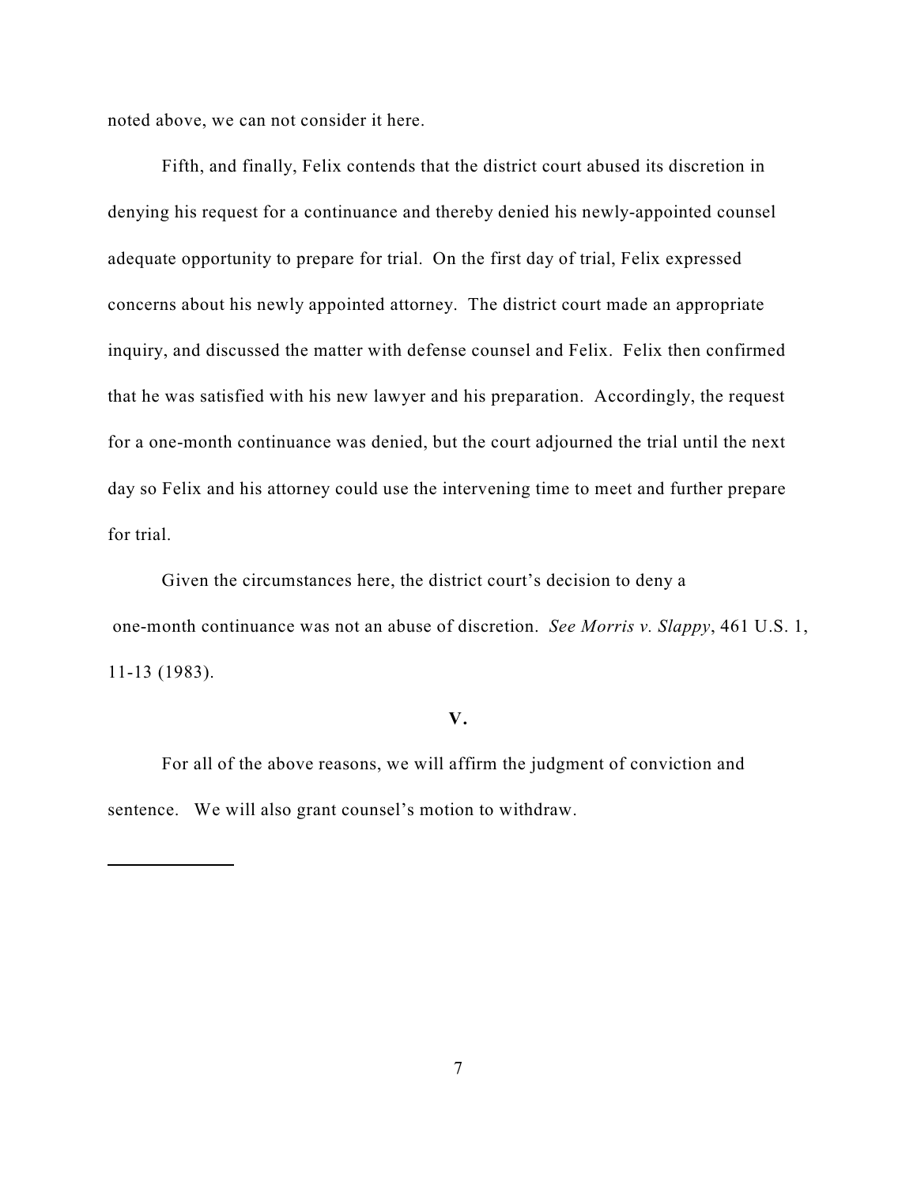noted above, we can not consider it here.

Fifth, and finally, Felix contends that the district court abused its discretion in denying his request for a continuance and thereby denied his newly-appointed counsel adequate opportunity to prepare for trial. On the first day of trial, Felix expressed concerns about his newly appointed attorney. The district court made an appropriate inquiry, and discussed the matter with defense counsel and Felix. Felix then confirmed that he was satisfied with his new lawyer and his preparation. Accordingly, the request for a one-month continuance was denied, but the court adjourned the trial until the next day so Felix and his attorney could use the intervening time to meet and further prepare for trial.

Given the circumstances here, the district court's decision to deny a one-month continuance was not an abuse of discretion. *See Morris v. Slappy*, 461 U.S. 1, 11-13 (1983).

**V.**

For all of the above reasons, we will affirm the judgment of conviction and sentence. We will also grant counsel's motion to withdraw.

---